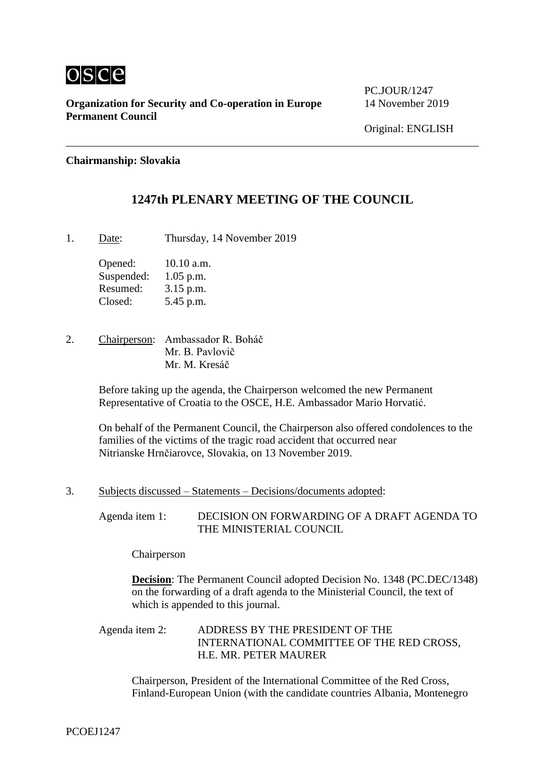osce

**Organization for Security and Co-operation in Europe**
**Permanent Council**

PC.JOUR/1247
14 November 2019

Original: ENGLISH

**Chairmanship: Slovakia**

## 1247th PLENARY MEETING OF THE COUNCIL

1. Date: Thursday, 14 November 2019

   Opened: 10.10 a.m.
   Suspended: 1.05 p.m.
   Resumed: 3.15 p.m.
   Closed: 5.45 p.m.

2. Chairperson: Ambassador R. Boháč
   Mr. B. Pavlovič
   Mr. M. Kresáč

   Before taking up the agenda, the Chairperson welcomed the new Permanent Representative of Croatia to the OSCE, H.E. Ambassador Mario Horvatić.

   On behalf of the Permanent Council, the Chairperson also offered condolences to the families of the victims of the tragic road accident that occurred near Nitrianske Hrnčiarovce, Slovakia, on 13 November 2019.

3. Subjects discussed – Statements – Decisions/documents adopted:

   Agenda item 1: DECISION ON FORWARDING OF A DRAFT AGENDA TO THE MINISTERIAL COUNCIL

   Chairperson

   **Decision**: The Permanent Council adopted Decision No. 1348 (PC.DEC/1348) on the forwarding of a draft agenda to the Ministerial Council, the text of which is appended to this journal.

   Agenda item 2: ADDRESS BY THE PRESIDENT OF THE INTERNATIONAL COMMITTEE OF THE RED CROSS, H.E. MR. PETER MAURER

   Chairperson, President of the International Committee of the Red Cross, Finland-European Union (with the candidate countries Albania, Montenegro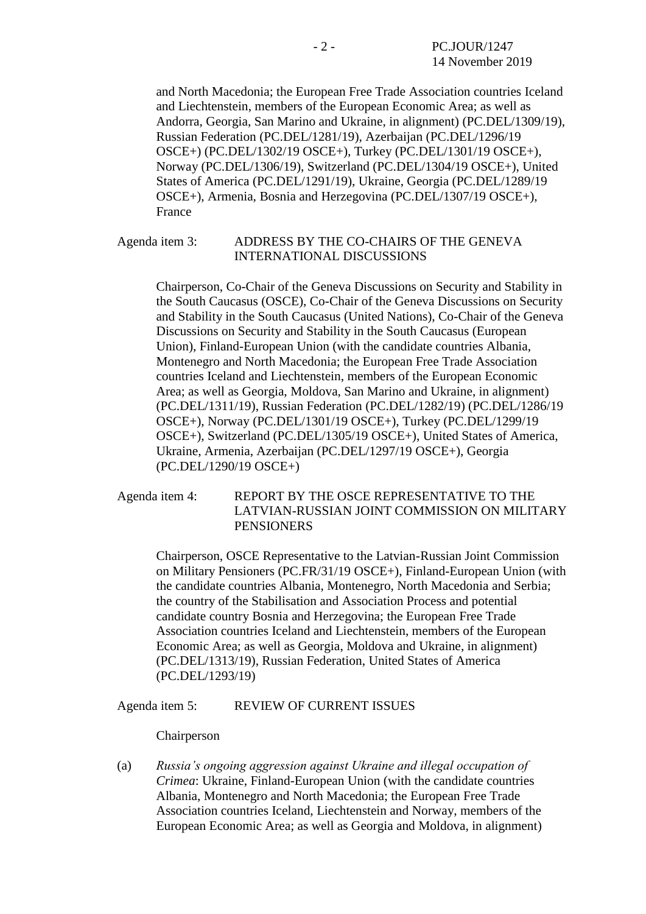and North Macedonia; the European Free Trade Association countries Iceland and Liechtenstein, members of the European Economic Area; as well as Andorra, Georgia, San Marino and Ukraine, in alignment) (PC.DEL/1309/19), Russian Federation (PC.DEL/1281/19), Azerbaijan (PC.DEL/1296/19 OSCE+) (PC.DEL/1302/19 OSCE+), Turkey (PC.DEL/1301/19 OSCE+), Norway (PC.DEL/1306/19), Switzerland (PC.DEL/1304/19 OSCE+), United States of America (PC.DEL/1291/19), Ukraine, Georgia (PC.DEL/1289/19 OSCE+), Armenia, Bosnia and Herzegovina (PC.DEL/1307/19 OSCE+), France

Agenda item 3: ADDRESS BY THE CO-CHAIRS OF THE GENEVA INTERNATIONAL DISCUSSIONS

Chairperson, Co-Chair of the Geneva Discussions on Security and Stability in the South Caucasus (OSCE), Co-Chair of the Geneva Discussions on Security and Stability in the South Caucasus (United Nations), Co-Chair of the Geneva Discussions on Security and Stability in the South Caucasus (European Union), Finland-European Union (with the candidate countries Albania, Montenegro and North Macedonia; the European Free Trade Association countries Iceland and Liechtenstein, members of the European Economic Area; as well as Georgia, Moldova, San Marino and Ukraine, in alignment) (PC.DEL/1311/19), Russian Federation (PC.DEL/1282/19) (PC.DEL/1286/19 OSCE+), Norway (PC.DEL/1301/19 OSCE+), Turkey (PC.DEL/1299/19 OSCE+), Switzerland (PC.DEL/1305/19 OSCE+), United States of America, Ukraine, Armenia, Azerbaijan (PC.DEL/1297/19 OSCE+), Georgia (PC.DEL/1290/19 OSCE+)

Agenda item 4: REPORT BY THE OSCE REPRESENTATIVE TO THE LATVIAN-RUSSIAN JOINT COMMISSION ON MILITARY PENSIONERS

Chairperson, OSCE Representative to the Latvian-Russian Joint Commission on Military Pensioners (PC.FR/31/19 OSCE+), Finland-European Union (with the candidate countries Albania, Montenegro, North Macedonia and Serbia; the country of the Stabilisation and Association Process and potential candidate country Bosnia and Herzegovina; the European Free Trade Association countries Iceland and Liechtenstein, members of the European Economic Area; as well as Georgia, Moldova and Ukraine, in alignment) (PC.DEL/1313/19), Russian Federation, United States of America (PC.DEL/1293/19)

Agenda item 5: REVIEW OF CURRENT ISSUES

Chairperson

(a) *Russia's ongoing aggression against Ukraine and illegal occupation of Crimea*: Ukraine, Finland-European Union (with the candidate countries Albania, Montenegro and North Macedonia; the European Free Trade Association countries Iceland, Liechtenstein and Norway, members of the European Economic Area; as well as Georgia and Moldova, in alignment)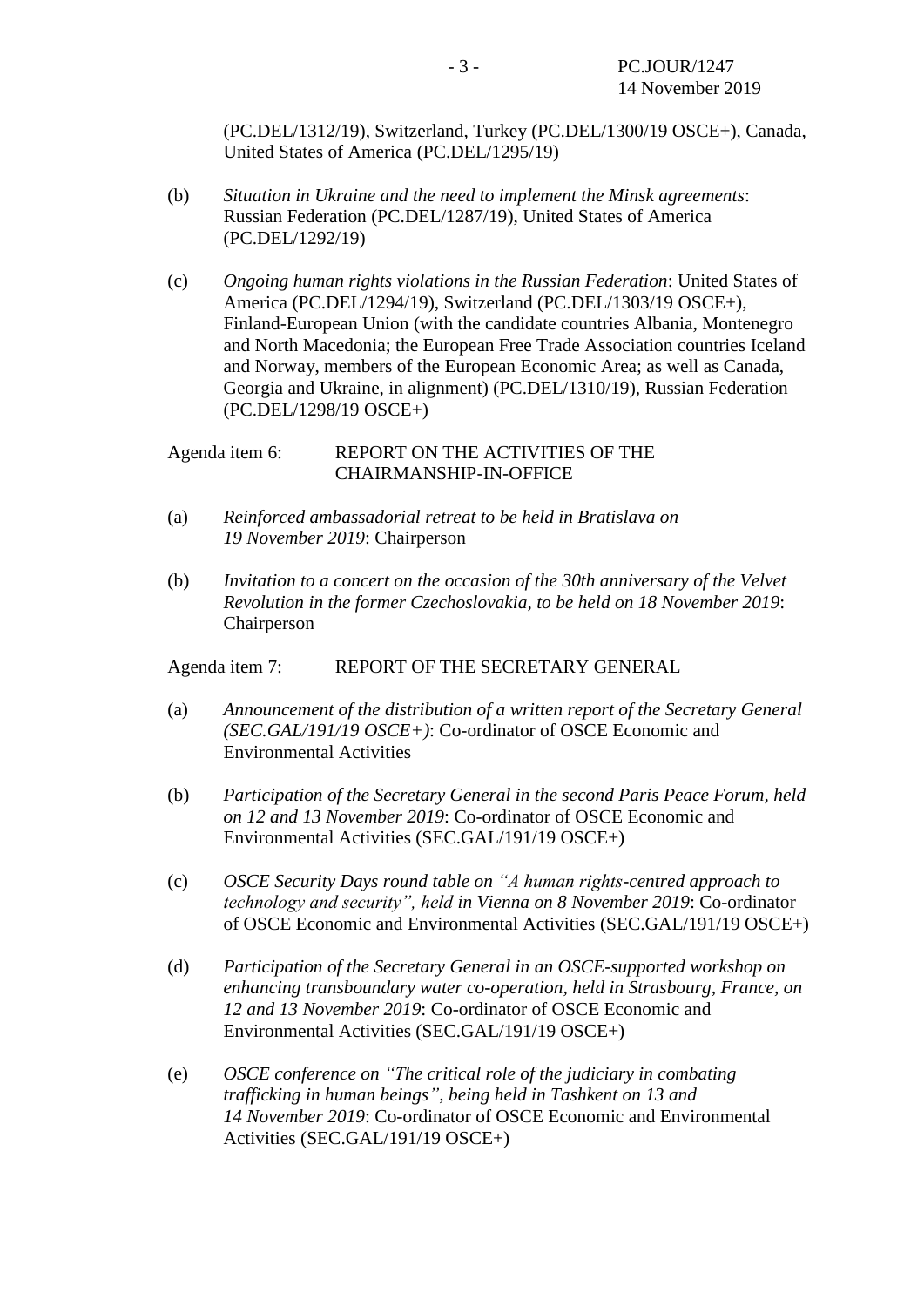(PC.DEL/1312/19), Switzerland, Turkey (PC.DEL/1300/19 OSCE+), Canada, United States of America (PC.DEL/1295/19)

(b) *Situation in Ukraine and the need to implement the Minsk agreements*: Russian Federation (PC.DEL/1287/19), United States of America (PC.DEL/1292/19)

(c) *Ongoing human rights violations in the Russian Federation*: United States of America (PC.DEL/1294/19), Switzerland (PC.DEL/1303/19 OSCE+), Finland-European Union (with the candidate countries Albania, Montenegro and North Macedonia; the European Free Trade Association countries Iceland and Norway, members of the European Economic Area; as well as Canada, Georgia and Ukraine, in alignment) (PC.DEL/1310/19), Russian Federation (PC.DEL/1298/19 OSCE+)

Agenda item 6: REPORT ON THE ACTIVITIES OF THE CHAIRMANSHIP-IN-OFFICE

(a) *Reinforced ambassadorial retreat to be held in Bratislava on 19 November 2019*: Chairperson

(b) *Invitation to a concert on the occasion of the 30th anniversary of the Velvet Revolution in the former Czechoslovakia, to be held on 18 November 2019*: Chairperson

Agenda item 7: REPORT OF THE SECRETARY GENERAL

(a) *Announcement of the distribution of a written report of the Secretary General (SEC.GAL/191/19 OSCE+)*: Co-ordinator of OSCE Economic and Environmental Activities

(b) *Participation of the Secretary General in the second Paris Peace Forum, held on 12 and 13 November 2019*: Co-ordinator of OSCE Economic and Environmental Activities (SEC.GAL/191/19 OSCE+)

(c) *OSCE Security Days round table on "A human rights-centred approach to technology and security", held in Vienna on 8 November 2019*: Co-ordinator of OSCE Economic and Environmental Activities (SEC.GAL/191/19 OSCE+)

(d) *Participation of the Secretary General in an OSCE-supported workshop on enhancing transboundary water co-operation, held in Strasbourg, France, on 12 and 13 November 2019*: Co-ordinator of OSCE Economic and Environmental Activities (SEC.GAL/191/19 OSCE+)

(e) *OSCE conference on "The critical role of the judiciary in combating trafficking in human beings", being held in Tashkent on 13 and 14 November 2019*: Co-ordinator of OSCE Economic and Environmental Activities (SEC.GAL/191/19 OSCE+)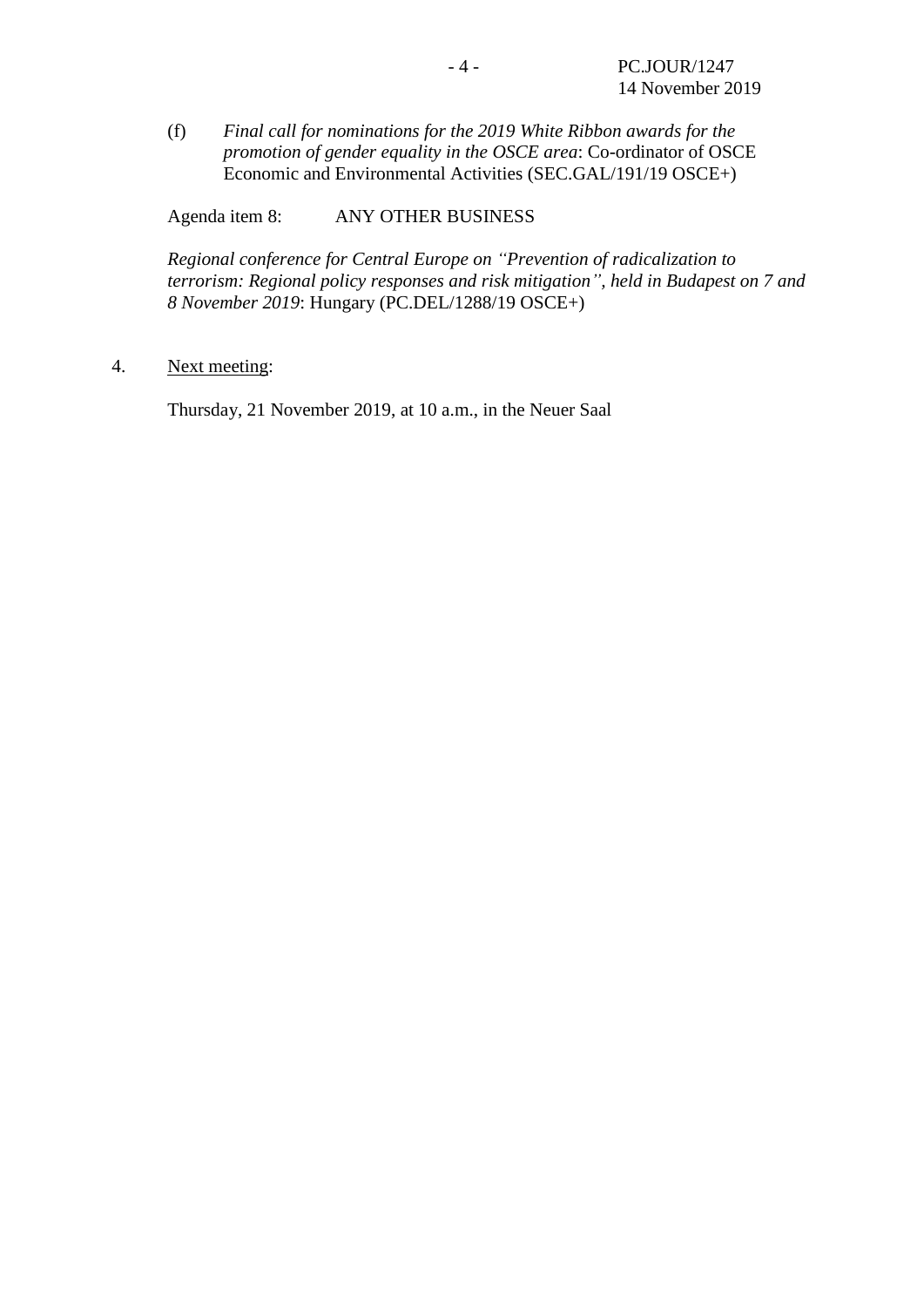(f) *Final call for nominations for the 2019 White Ribbon awards for the promotion of gender equality in the OSCE area*: Co-ordinator of OSCE Economic and Environmental Activities (SEC.GAL/191/19 OSCE+)

Agenda item 8: ANY OTHER BUSINESS

*Regional conference for Central Europe on "Prevention of radicalization to terrorism: Regional policy responses and risk mitigation", held in Budapest on 7 and 8 November 2019*: Hungary (PC.DEL/1288/19 OSCE+)

4. <u>Next meeting</u>:

Thursday, 21 November 2019, at 10 a.m., in the Neuer Saal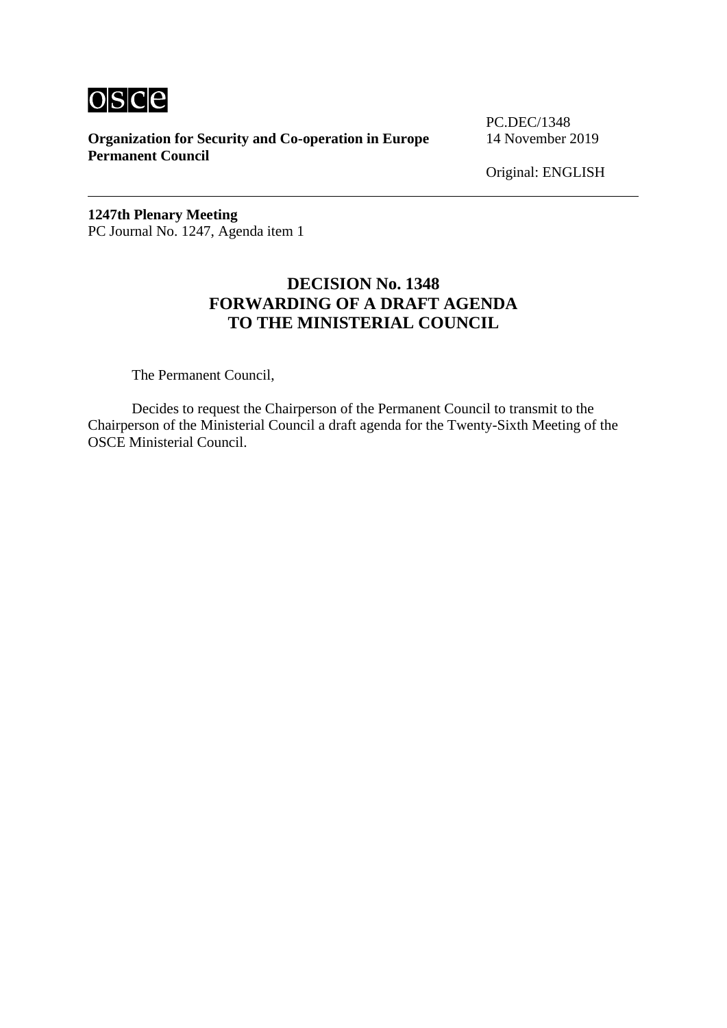osce

**Organization for Security and Co-operation in Europe**
**Permanent Council**

PC.DEC/1348
14 November 2019

Original: ENGLISH

---

**1247th Plenary Meeting**
PC Journal No. 1247, Agenda item 1

## DECISION No. 1348
## FORWARDING OF A DRAFT AGENDA TO THE MINISTERIAL COUNCIL

The Permanent Council,

Decides to request the Chairperson of the Permanent Council to transmit to the Chairperson of the Ministerial Council a draft agenda for the Twenty-Sixth Meeting of the OSCE Ministerial Council.